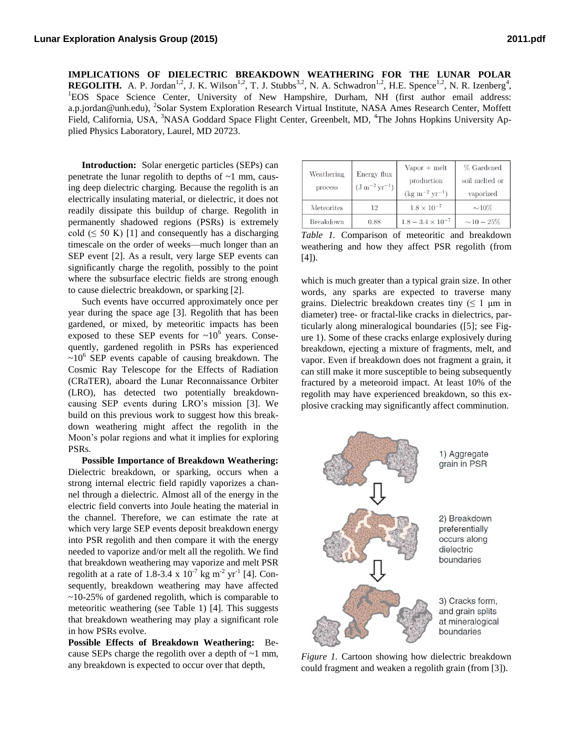**IMPLICATIONS OF DIELECTRIC BREAKDOWN WEATHERING FOR THE LUNAR POLAR REGOLITH.** A. P. Jordan[1,2], J. K. Wilson[1,2], T. J. Stubbs[3,2], N. A. Schwadron[1,2], H.E. Spence[1,2], N. R. Izenberg[4], [1]EOS Space Science Center, University of New Hampshire, Durham, NH (first author email address: a.p.jordan@unh.edu), [2]Solar System Exploration Research Virtual Institute, NASA Ames Research Center, Moffett Field, California, USA, [3]NASA Goddard Space Flight Center, Greenbelt, MD, [4]The Johns Hopkins University Applied Physics Laboratory, Laurel, MD 20723.

**Introduction:** Solar energetic particles (SEPs) can penetrate the lunar regolith to depths of ~1 mm, causing deep dielectric charging. Because the regolith is an electrically insulating material, or dielectric, it does not readily dissipate this buildup of charge. Regolith in permanently shadowed regions (PSRs) is extremely cold ($\leq$ 50 K) [1] and consequently has a discharging timescale on the order of weeks—much longer than an SEP event [2]. As a result, very large SEP events can significantly charge the regolith, possibly to the point where the subsurface electric fields are strong enough to cause dielectric breakdown, or sparking [2].

Such events have occurred approximately once per year during the space age [3]. Regolith that has been gardened, or mixed, by meteoritic impacts has been exposed to these SEP events for ~$10^6$ years. Consequently, gardened regolith in PSRs has experienced ~$10^6$ SEP events capable of causing breakdown. The Cosmic Ray Telescope for the Effects of Radiation (CRaTER), aboard the Lunar Reconnaissance Orbiter (LRO), has detected two potentially breakdown-causing SEP events during LRO's mission [3]. We build on this previous work to suggest how this breakdown weathering might affect the regolith in the Moon's polar regions and what it implies for exploring PSRs.

**Possible Importance of Breakdown Weathering:** Dielectric breakdown, or sparking, occurs when a strong internal electric field rapidly vaporizes a channel through a dielectric. Almost all of the energy in the electric field converts into Joule heating the material in the channel. Therefore, we can estimate the rate at which very large SEP events deposit breakdown energy into PSR regolith and then compare it with the energy needed to vaporize and/or melt all the regolith. We find that breakdown weathering may vaporize and melt PSR regolith at a rate of 1.8-3.4 x $10^{-7}$ kg m$^{-2}$ yr$^{-1}$ [4]. Consequently, breakdown weathering may have affected ~10-25% of gardened regolith, which is comparable to meteoritic weathering (see Table 1) [4]. This suggests that breakdown weathering may play a significant role in how PSRs evolve.

**Possible Effects of Breakdown Weathering:** Because SEPs charge the regolith over a depth of ~1 mm, any breakdown is expected to occur over that depth, which is much greater than a typical grain size. In other words, any sparks are expected to traverse many grains. Dielectric breakdown creates tiny ($\leq$ 1 μm in diameter) tree- or fractal-like cracks in dielectrics, particularly along mineralogical boundaries ([5]; see Figure 1). Some of these cracks enlarge explosively during breakdown, ejecting a mixture of fragments, melt, and vapor. Even if breakdown does not fragment a grain, it can still make it more susceptible to being subsequently fractured by a meteoroid impact. At least 10% of the regolith may have experienced breakdown, so this explosive cracking may significantly affect comminution.

| Weathering process | Energy flux ($\mathrm{J\,m^{-2}\,yr^{-1}}$) | Vapor + melt production ($\mathrm{kg\,m^{-2}\,yr^{-1}}$) | % Gardened soil melted or vaporized |
|---|---|---|---|
| Meteorites | 12 | $1.8 \times 10^{-7}$ | $\sim 10\%$ |
| Breakdown | 0.88 | $1.8 - 3.4 \times 10^{-7}$ | $\sim 10 - 25\%$ |

*Table 1.* Comparison of meteoritic and breakdown weathering and how they affect PSR regolith (from [4]).

1) Aggregate grain in PSR

2) Breakdown preferentially occurs along dielectric boundaries

3) Cracks form, and grain splits at mineralogical boundaries

*Figure 1.* Cartoon showing how dielectric breakdown could fragment and weaken a regolith grain (from [3]).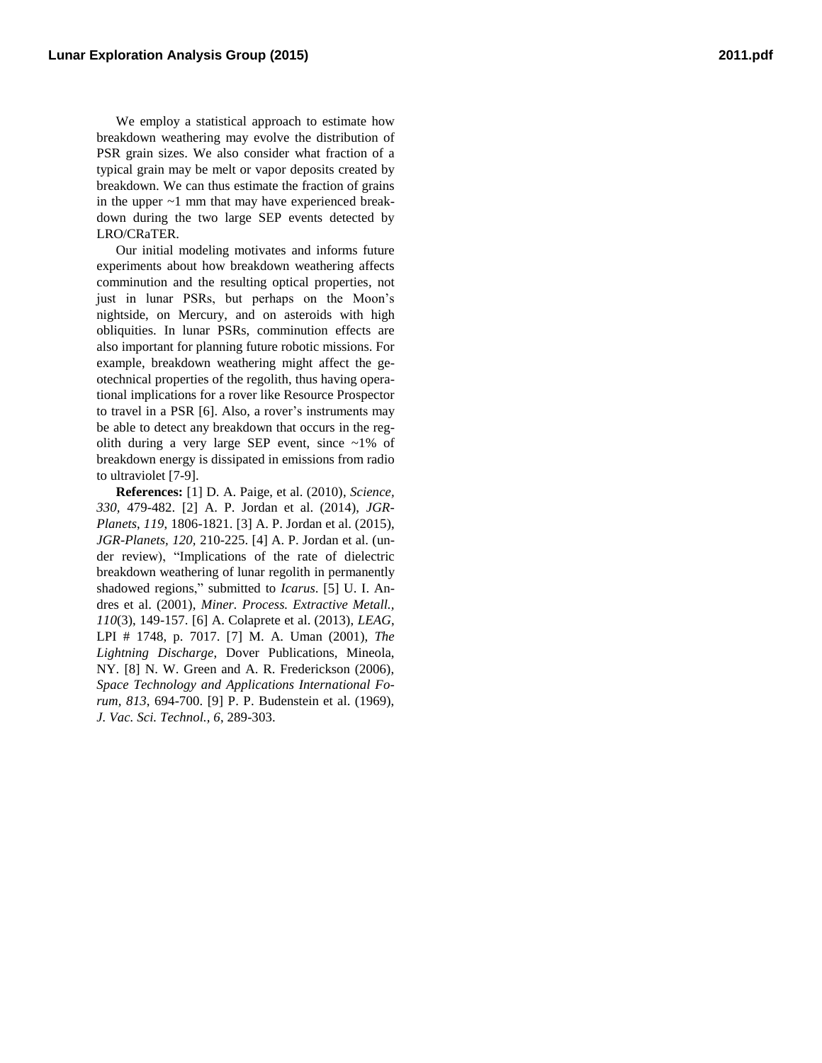We employ a statistical approach to estimate how breakdown weathering may evolve the distribution of PSR grain sizes. We also consider what fraction of a typical grain may be melt or vapor deposits created by breakdown. We can thus estimate the fraction of grains in the upper ~1 mm that may have experienced breakdown during the two large SEP events detected by LRO/CRaTER.

Our initial modeling motivates and informs future experiments about how breakdown weathering affects comminution and the resulting optical properties, not just in lunar PSRs, but perhaps on the Moon's nightside, on Mercury, and on asteroids with high obliquities. In lunar PSRs, comminution effects are also important for planning future robotic missions. For example, breakdown weathering might affect the geotechnical properties of the regolith, thus having operational implications for a rover like Resource Prospector to travel in a PSR [6]. Also, a rover's instruments may be able to detect any breakdown that occurs in the regolith during a very large SEP event, since ~1% of breakdown energy is dissipated in emissions from radio to ultraviolet [7-9].

**References:** [1] D. A. Paige, et al. (2010), *Science, 330,* 479-482. [2] A. P. Jordan et al. (2014), *JGR-Planets*, *119*, 1806-1821. [3] A. P. Jordan et al. (2015), *JGR-Planets, 120,* 210-225. [4] A. P. Jordan et al. (under review), "Implications of the rate of dielectric breakdown weathering of lunar regolith in permanently shadowed regions," submitted to *Icarus*. [5] U. I. Andres et al. (2001), *Miner. Process. Extractive Metall., 110*(3), 149-157. [6] A. Colaprete et al. (2013), *LEAG*, LPI # 1748, p. 7017. [7] M. A. Uman (2001), *The Lightning Discharge,* Dover Publications, Mineola, NY. [8] N. W. Green and A. R. Frederickson (2006), *Space Technology and Applications International Forum, 813*, 694-700. [9] P. P. Budenstein et al. (1969), *J. Vac. Sci. Technol.*, *6*, 289-303.